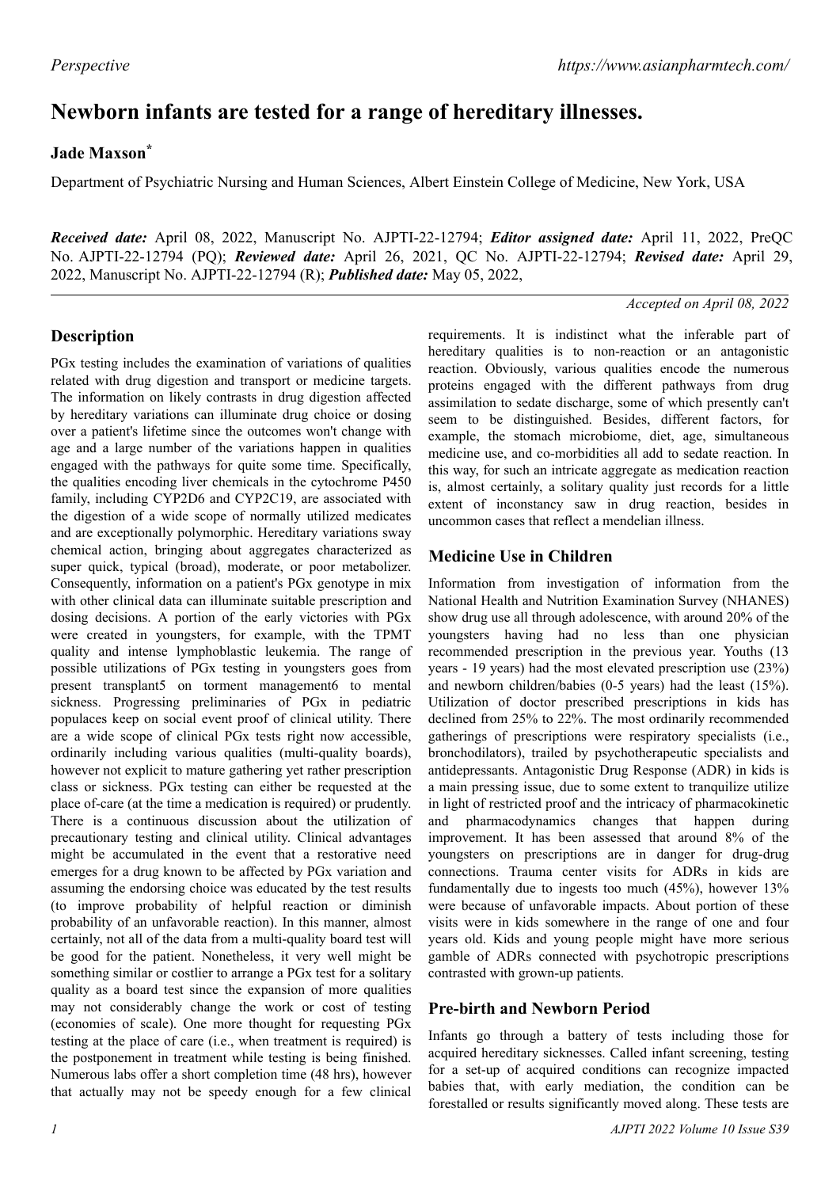*Perspective*

# Newborn infants are tested for a range of hereditary illnesses.

**Jade Maxson***

Department of Psychiatric Nursing and Human Sciences, Albert Einstein College of Medicine, New York, USA

***Received date:*** April 08, 2022, Manuscript No. AJPTI-22-12794; ***Editor assigned date:*** April 11, 2022, PreQC No. AJPTI-22-12794 (PQ); ***Reviewed date:*** April 26, 2021, QC No. AJPTI-22-12794; ***Revised date:*** April 29, 2022, Manuscript No. AJPTI-22-12794 (R); ***Published date:*** May 05, 2022,

*Accepted on April 08, 2022*

## Description

PGx testing includes the examination of variations of qualities related with drug digestion and transport or medicine targets. The information on likely contrasts in drug digestion affected by hereditary variations can illuminate drug choice or dosing over a patient's lifetime since the outcomes won't change with age and a large number of the variations happen in qualities engaged with the pathways for quite some time. Specifically, the qualities encoding liver chemicals in the cytochrome P450 family, including CYP2D6 and CYP2C19, are associated with the digestion of a wide scope of normally utilized medicates and are exceptionally polymorphic. Hereditary variations sway chemical action, bringing about aggregates characterized as super quick, typical (broad), moderate, or poor metabolizer. Consequently, information on a patient's PGx genotype in mix with other clinical data can illuminate suitable prescription and dosing decisions. A portion of the early victories with PGx were created in youngsters, for example, with the TPMT quality and intense lymphoblastic leukemia. The range of possible utilizations of PGx testing in youngsters goes from present transplant5 on torment management6 to mental sickness. Progressing preliminaries of PGx in pediatric populaces keep on social event proof of clinical utility. There are a wide scope of clinical PGx tests right now accessible, ordinarily including various qualities (multi-quality boards), however not explicit to mature gathering yet rather prescription class or sickness. PGx testing can either be requested at the place of-care (at the time a medication is required) or prudently. There is a continuous discussion about the utilization of precautionary testing and clinical utility. Clinical advantages might be accumulated in the event that a restorative need emerges for a drug known to be affected by PGx variation and assuming the endorsing choice was educated by the test results (to improve probability of helpful reaction or diminish probability of an unfavorable reaction). In this manner, almost certainly, not all of the data from a multi-quality board test will be good for the patient. Nonetheless, it very well might be something similar or costlier to arrange a PGx test for a solitary quality as a board test since the expansion of more qualities may not considerably change the work or cost of testing (economies of scale). One more thought for requesting PGx testing at the place of care (i.e., when treatment is required) is the postponement in treatment while testing is being finished. Numerous labs offer a short completion time (48 hrs), however that actually may not be speedy enough for a few clinical requirements. It is indistinct what the inferable part of hereditary qualities is to non-reaction or an antagonistic reaction. Obviously, various qualities encode the numerous proteins engaged with the different pathways from drug assimilation to sedate discharge, some of which presently can't seem to be distinguished. Besides, different factors, for example, the stomach microbiome, diet, age, simultaneous medicine use, and co-morbidities all add to sedate reaction. In this way, for such an intricate aggregate as medication reaction is, almost certainly, a solitary quality just records for a little extent of inconstancy saw in drug reaction, besides in uncommon cases that reflect a mendelian illness.

## Medicine Use in Children

Information from investigation of information from the National Health and Nutrition Examination Survey (NHANES) show drug use all through adolescence, with around 20% of the youngsters having had no less than one physician recommended prescription in the previous year. Youths (13 years - 19 years) had the most elevated prescription use (23%) and newborn children/babies (0-5 years) had the least (15%). Utilization of doctor prescribed prescriptions in kids has declined from 25% to 22%. The most ordinarily recommended gatherings of prescriptions were respiratory specialists (i.e., bronchodilators), trailed by psychotherapeutic specialists and antidepressants. Antagonistic Drug Response (ADR) in kids is a main pressing issue, due to some extent to tranquilize utilize in light of restricted proof and the intricacy of pharmacokinetic and pharmacodynamics changes that happen during improvement. It has been assessed that around 8% of the youngsters on prescriptions are in danger for drug-drug connections. Trauma center visits for ADRs in kids are fundamentally due to ingests too much (45%), however 13% were because of unfavorable impacts. About portion of these visits were in kids somewhere in the range of one and four years old. Kids and young people might have more serious gamble of ADRs connected with psychotropic prescriptions contrasted with grown-up patients.

## Pre-birth and Newborn Period

Infants go through a battery of tests including those for acquired hereditary sicknesses. Called infant screening, testing for a set-up of acquired conditions can recognize impacted babies that, with early mediation, the condition can be forestalled or results significantly moved along. These tests are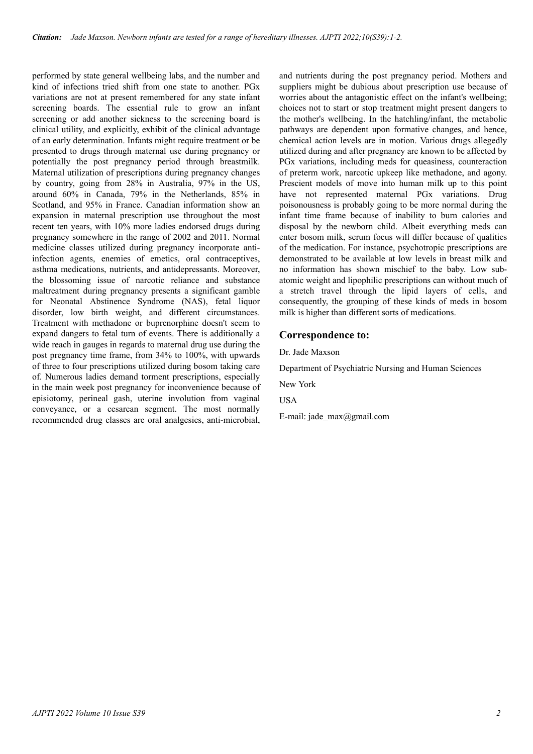performed by state general wellbeing labs, and the number and kind of infections tried shift from one state to another. PGx variations are not at present remembered for any state infant screening boards. The essential rule to grow an infant screening or add another sickness to the screening board is clinical utility, and explicitly, exhibit of the clinical advantage of an early determination. Infants might require treatment or be presented to drugs through maternal use during pregnancy or potentially the post pregnancy period through breastmilk. Maternal utilization of prescriptions during pregnancy changes by country, going from 28% in Australia, 97% in the US, around 60% in Canada, 79% in the Netherlands, 85% in Scotland, and 95% in France. Canadian information show an expansion in maternal prescription use throughout the most recent ten years, with 10% more ladies endorsed drugs during pregnancy somewhere in the range of 2002 and 2011. Normal medicine classes utilized during pregnancy incorporate anti-infection agents, enemies of emetics, oral contraceptives, asthma medications, nutrients, and antidepressants. Moreover, the blossoming issue of narcotic reliance and substance maltreatment during pregnancy presents a significant gamble for Neonatal Abstinence Syndrome (NAS), fetal liquor disorder, low birth weight, and different circumstances. Treatment with methadone or buprenorphine doesn't seem to expand dangers to fetal turn of events. There is additionally a wide reach in gauges in regards to maternal drug use during the post pregnancy time frame, from 34% to 100%, with upwards of three to four prescriptions utilized during bosom taking care of. Numerous ladies demand torment prescriptions, especially in the main week post pregnancy for inconvenience because of episiotomy, perineal gash, uterine involution from vaginal conveyance, or a cesarean segment. The most normally recommended drug classes are oral analgesics, anti-microbial, and nutrients during the post pregnancy period. Mothers and suppliers might be dubious about prescription use because of worries about the antagonistic effect on the infant's wellbeing; choices not to start or stop treatment might present dangers to the mother's wellbeing. In the hatchling/infant, the metabolic pathways are dependent upon formative changes, and hence, chemical action levels are in motion. Various drugs allegedly utilized during and after pregnancy are known to be affected by PGx variations, including meds for queasiness, counteraction of preterm work, narcotic upkeep like methadone, and agony. Prescient models of move into human milk up to this point have not represented maternal PGx variations. Drug poisonousness is probably going to be more normal during the infant time frame because of inability to burn calories and disposal by the newborn child. Albeit everything meds can enter bosom milk, serum focus will differ because of qualities of the medication. For instance, psychotropic prescriptions are demonstrated to be available at low levels in breast milk and no information has shown mischief to the baby. Low sub-atomic weight and lipophilic prescriptions can without much of a stretch travel through the lipid layers of cells, and consequently, the grouping of these kinds of meds in bosom milk is higher than different sorts of medications.

## Correspondence to:

Dr. Jade Maxson

Department of Psychiatric Nursing and Human Sciences

New York

USA

E-mail: jade_max@gmail.com